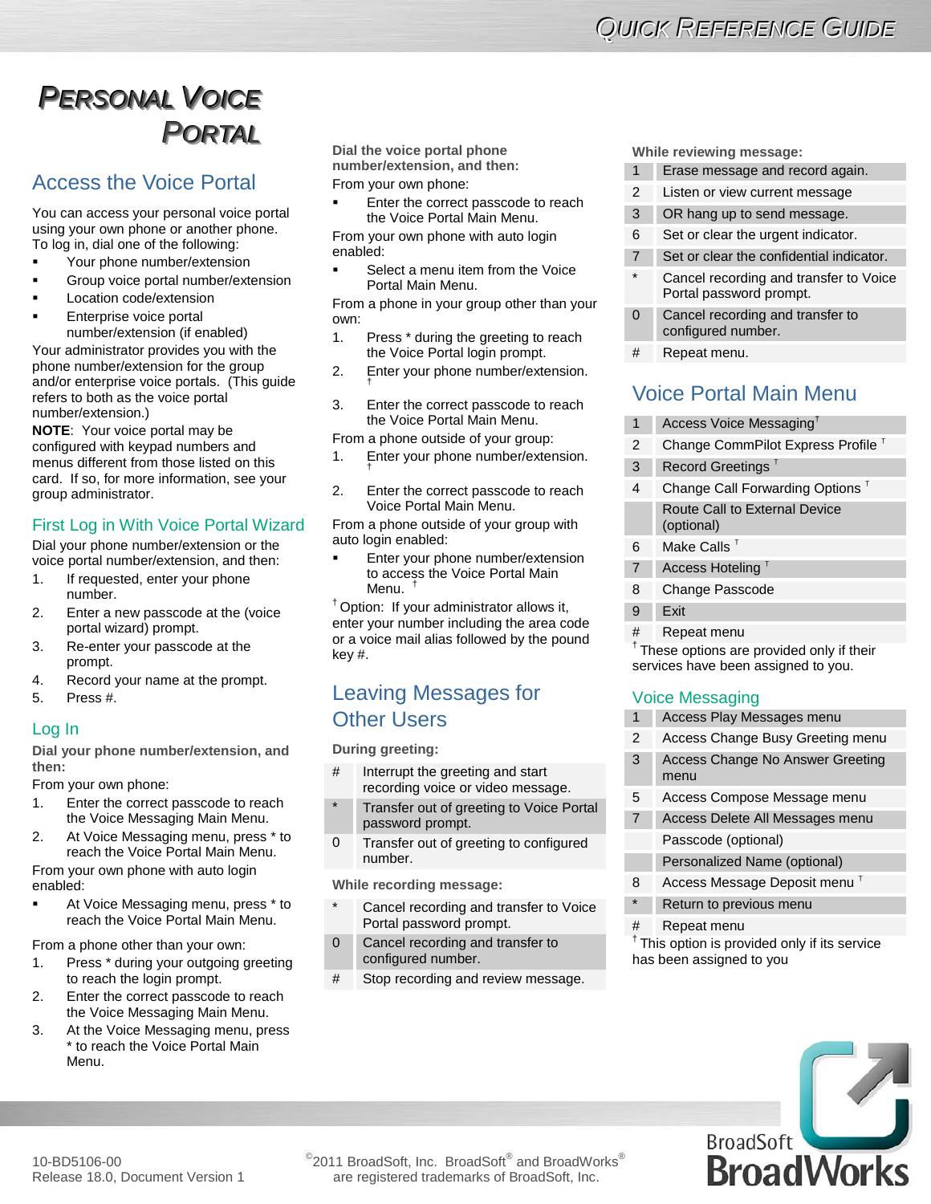# Personal Voice Portal

## Access the Voice Portal

You can access your personal voice portal using your own phone or another phone. To log in, dial one of the following:

- Your phone number/extension
- Group voice portal number/extension
- Location code/extension
- Enterprise voice portal number/extension (if enabled)

Your administrator provides you with the phone number/extension for the group and/or enterprise voice portals. (This guide refers to both as the voice portal number/extension.)

**NOTE**: Your voice portal may be configured with keypad numbers and menus different from those listed on this card. If so, for more information, see your group administrator.

### First Log in With Voice Portal Wizard

Dial your phone number/extension or the voice portal number/extension, and then:

1. If requested, enter your phone number.
2. Enter a new passcode at the (voice portal wizard) prompt.
3. Re-enter your passcode at the prompt.
4. Record your name at the prompt.
5. Press #.

### Log In

**Dial your phone number/extension, and then:**

From your own phone:

1. Enter the correct passcode to reach the Voice Messaging Main Menu.
2. At Voice Messaging menu, press * to reach the Voice Portal Main Menu.

From your own phone with auto login enabled:

- At Voice Messaging menu, press * to reach the Voice Portal Main Menu.

From a phone other than your own:

1. Press * during your outgoing greeting to reach the login prompt.
2. Enter the correct passcode to reach the Voice Messaging Main Menu.
3. At the Voice Messaging menu, press * to reach the Voice Portal Main Menu.

**Dial the voice portal phone number/extension, and then:**

From your own phone:

- Enter the correct passcode to reach the Voice Portal Main Menu.

From your own phone with auto login enabled:

- Select a menu item from the Voice Portal Main Menu.

From a phone in your group other than your own:

1. Press * during the greeting to reach the Voice Portal login prompt.
2. Enter your phone number/extension.†
3. Enter the correct passcode to reach the Voice Portal Main Menu.

From a phone outside of your group:

1. Enter your phone number/extension.†
2. Enter the correct passcode to reach Voice Portal Main Menu.

From a phone outside of your group with auto login enabled:

- Enter your phone number/extension to access the Voice Portal Main Menu. †

† Option: If your administrator allows it, enter your number including the area code or a voice mail alias followed by the pound key #.

## Leaving Messages for Other Users

**During greeting:**

| | |
|---|---|
| # | Interrupt the greeting and start recording voice or video message. |
| * | Transfer out of greeting to Voice Portal password prompt. |
| 0 | Transfer out of greeting to configured number. |

**While recording message:**

| | |
|---|---|
| * | Cancel recording and transfer to Voice Portal password prompt. |
| 0 | Cancel recording and transfer to configured number. |
| # | Stop recording and review message. |

**While reviewing message:**

| | |
|---|---|
| 1 | Erase message and record again. |
| 2 | Listen or view current message |
| 3 | OR hang up to send message. |
| 6 | Set or clear the urgent indicator. |
| 7 | Set or clear the confidential indicator. |
| * | Cancel recording and transfer to Voice Portal password prompt. |
| 0 | Cancel recording and transfer to configured number. |
| # | Repeat menu. |

## Voice Portal Main Menu

| | |
|---|---|
| 1 | Access Voice Messaging† |
| 2 | Change CommPilot Express Profile † |
| 3 | Record Greetings † |
| 4 | Change Call Forwarding Options † |
| | Route Call to External Device (optional) |
| 6 | Make Calls † |
| 7 | Access Hoteling † |
| 8 | Change Passcode |
| 9 | Exit |
| # | Repeat menu |

† These options are provided only if their services have been assigned to you.

### Voice Messaging

| | |
|---|---|
| 1 | Access Play Messages menu |
| 2 | Access Change Busy Greeting menu |
| 3 | Access Change No Answer Greeting menu |
| 5 | Access Compose Message menu |
| 7 | Access Delete All Messages menu |
| | Passcode (optional) |
| | Personalized Name (optional) |
| 8 | Access Message Deposit menu † |
| * | Return to previous menu |
| # | Repeat menu |

† This option is provided only if its service has been assigned to you

10-BD5106-00
Release 18.0, Document Version 1

©2011 BroadSoft, Inc. BroadSoft® and BroadWorks® are registered trademarks of BroadSoft, Inc.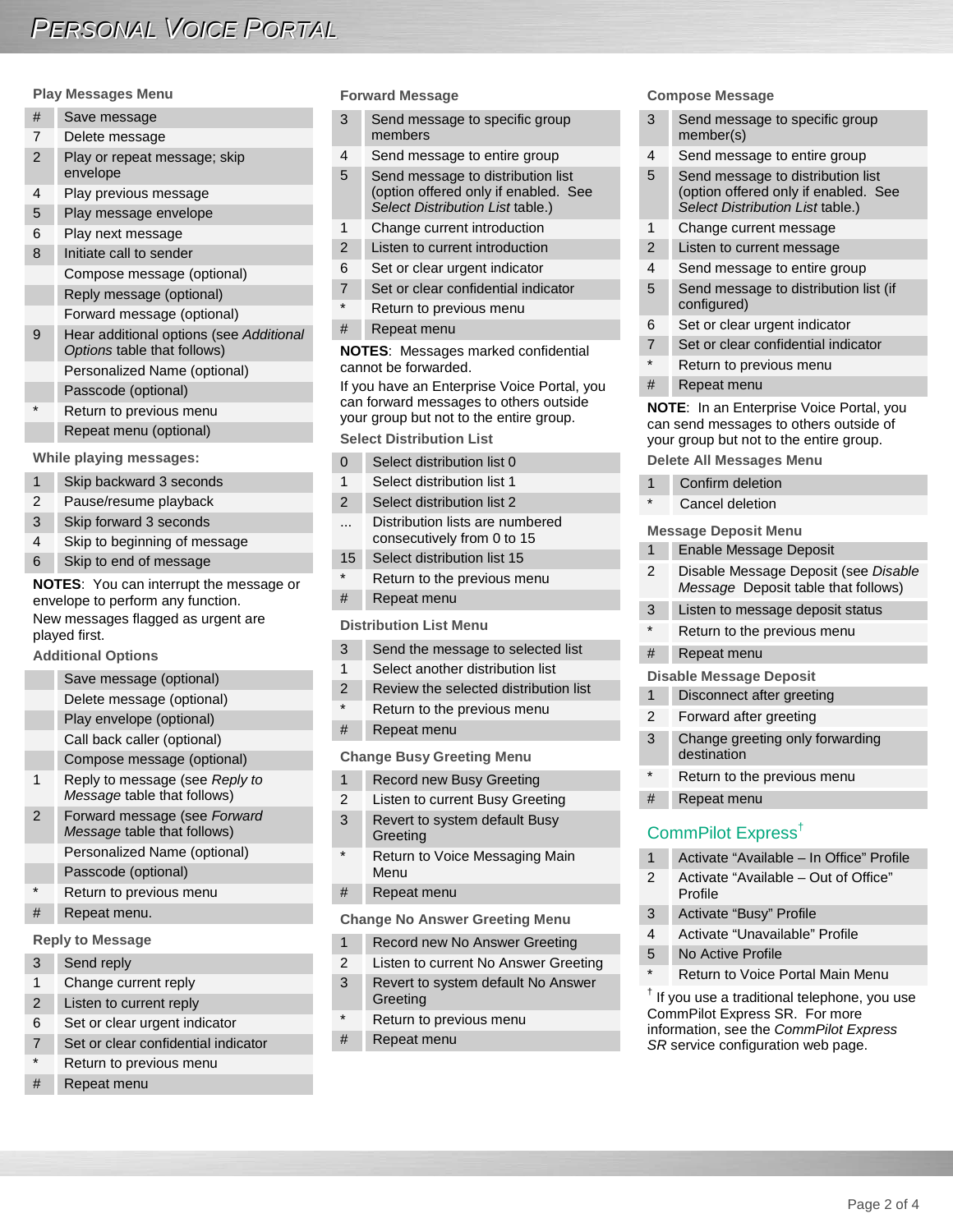# *Personal Voice Portal*

### Play Messages Menu

| | |
|---|---|
| # | Save message |
| 7 | Delete message |
| 2 | Play or repeat message; skip envelope |
| 4 | Play previous message |
| 5 | Play message envelope |
| 6 | Play next message |
| 8 | Initiate call to sender |
| | Compose message (optional) |
| | Reply message (optional) |
| | Forward message (optional) |
| 9 | Hear additional options (see *Additional Options* table that follows) |
| | Personalized Name (optional) |
| | Passcode (optional) |
| * | Return to previous menu |
| | Repeat menu (optional) |

### While playing messages:

| | |
|---|---|
| 1 | Skip backward 3 seconds |
| 2 | Pause/resume playback |
| 3 | Skip forward 3 seconds |
| 4 | Skip to beginning of message |
| 6 | Skip to end of message |

**NOTES**: You can interrupt the message or envelope to perform any function.

New messages flagged as urgent are played first.

### Additional Options

| | |
|---|---|
| | Save message (optional) |
| | Delete message (optional) |
| | Play envelope (optional) |
| | Call back caller (optional) |
| | Compose message (optional) |
| 1 | Reply to message (see *Reply to Message* table that follows) |
| 2 | Forward message (see *Forward Message* table that follows) |
| | Personalized Name (optional) |
| | Passcode (optional) |
| * | Return to previous menu |
| # | Repeat menu. |

### Reply to Message

| | |
|---|---|
| 3 | Send reply |
| 1 | Change current reply |
| 2 | Listen to current reply |
| 6 | Set or clear urgent indicator |
| 7 | Set or clear confidential indicator |
| * | Return to previous menu |
| # | Repeat menu |

### Forward Message

| | |
|---|---|
| 3 | Send message to specific group members |
| 4 | Send message to entire group |
| 5 | Send message to distribution list (option offered only if enabled. See *Select Distribution List* table.) |
| 1 | Change current introduction |
| 2 | Listen to current introduction |
| 6 | Set or clear urgent indicator |
| 7 | Set or clear confidential indicator |
| * | Return to previous menu |
| # | Repeat menu |

**NOTES**: Messages marked confidential cannot be forwarded.

If you have an Enterprise Voice Portal, you can forward messages to others outside your group but not to the entire group.

### Select Distribution List

| | |
|---|---|
| 0 | Select distribution list 0 |
| 1 | Select distribution list 1 |
| 2 | Select distribution list 2 |
| ... | Distribution lists are numbered consecutively from 0 to 15 |
| 15 | Select distribution list 15 |
| * | Return to the previous menu |
| # | Repeat menu |

### Distribution List Menu

| | |
|---|---|
| 3 | Send the message to selected list |
| 1 | Select another distribution list |
| 2 | Review the selected distribution list |
| * | Return to the previous menu |
| # | Repeat menu |

### Change Busy Greeting Menu

| | |
|---|---|
| 1 | Record new Busy Greeting |
| 2 | Listen to current Busy Greeting |
| 3 | Revert to system default Busy Greeting |
| * | Return to Voice Messaging Main Menu |
| # | Repeat menu |

### Change No Answer Greeting Menu

| | |
|---|---|
| 1 | Record new No Answer Greeting |
| 2 | Listen to current No Answer Greeting |
| 3 | Revert to system default No Answer Greeting |
| * | Return to previous menu |
| # | Repeat menu |

### Compose Message

| | |
|---|---|
| 3 | Send message to specific group member(s) |
| 4 | Send message to entire group |
| 5 | Send message to distribution list (option offered only if enabled. See *Select Distribution List* table.) |
| 1 | Change current message |
| 2 | Listen to current message |
| 4 | Send message to entire group |
| 5 | Send message to distribution list (if configured) |
| 6 | Set or clear urgent indicator |
| 7 | Set or clear confidential indicator |
| * | Return to previous menu |
| # | Repeat menu |

**NOTE**: In an Enterprise Voice Portal, you can send messages to others outside of your group but not to the entire group.

### Delete All Messages Menu

| | |
|---|---|
| 1 | Confirm deletion |
| * | Cancel deletion |

### Message Deposit Menu

| | |
|---|---|
| 1 | Enable Message Deposit |
| 2 | Disable Message Deposit (see *Disable Message* Deposit table that follows) |
| 3 | Listen to message deposit status |
| * | Return to the previous menu |
| # | Repeat menu |

### Disable Message Deposit

| | |
|---|---|
| 1 | Disconnect after greeting |
| 2 | Forward after greeting |
| 3 | Change greeting only forwarding destination |
| * | Return to the previous menu |
| # | Repeat menu |

## CommPilot Express[†]

| | |
|---|---|
| 1 | Activate "Available – In Office" Profile |
| 2 | Activate "Available – Out of Office" Profile |
| 3 | Activate "Busy" Profile |
| 4 | Activate "Unavailable" Profile |
| 5 | No Active Profile |
| * | Return to Voice Portal Main Menu |

[†] If you use a traditional telephone, you use CommPilot Express SR. For more information, see the *CommPilot Express SR* service configuration web page.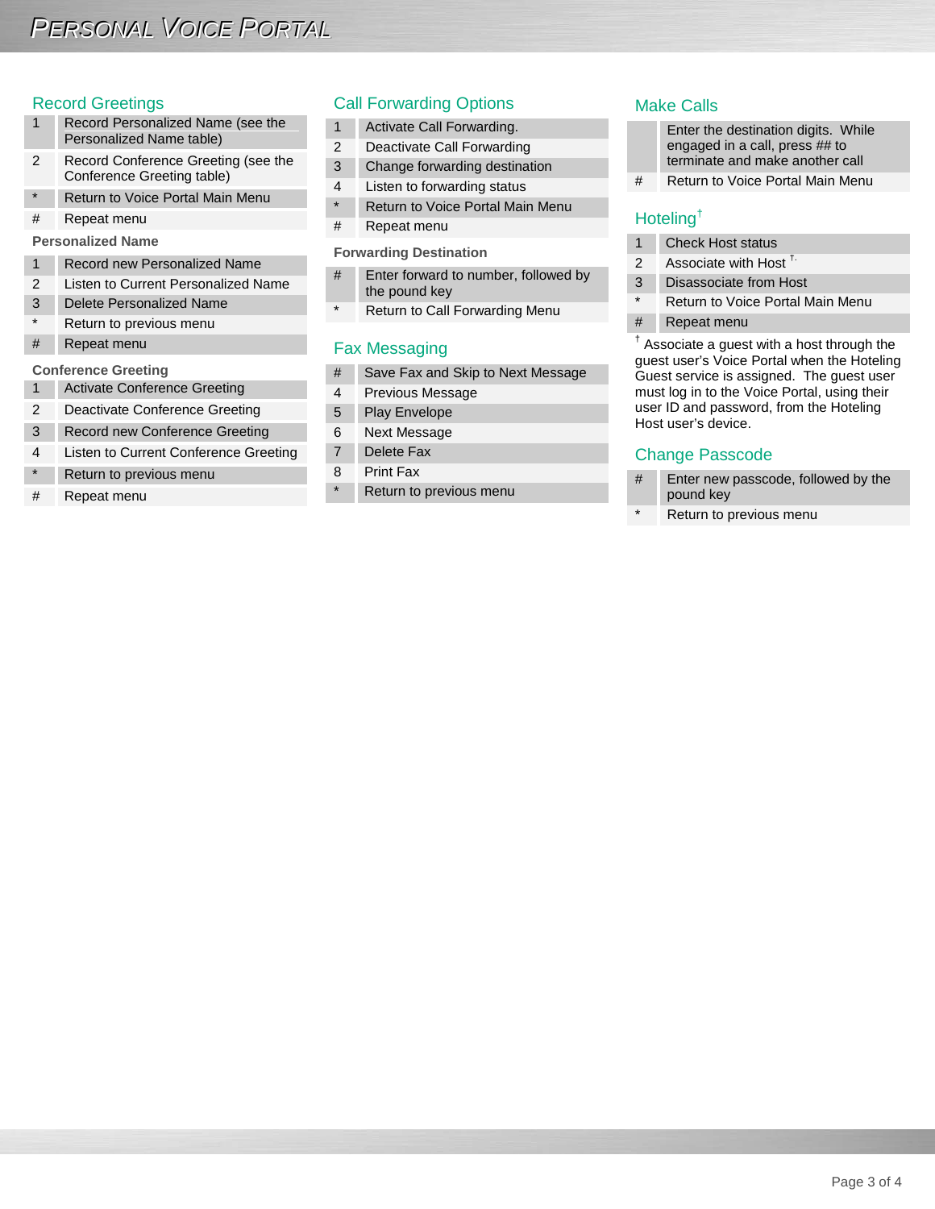## Record Greetings

| | |
|---|---|
| 1 | Record Personalized Name (see the Personalized Name table) |
| 2 | Record Conference Greeting (see the Conference Greeting table) |
| * | Return to Voice Portal Main Menu |
| # | Repeat menu |

### Personalized Name

| | |
|---|---|
| 1 | Record new Personalized Name |
| 2 | Listen to Current Personalized Name |
| 3 | Delete Personalized Name |
| * | Return to previous menu |
| # | Repeat menu |

### Conference Greeting

| | |
|---|---|
| 1 | Activate Conference Greeting |
| 2 | Deactivate Conference Greeting |
| 3 | Record new Conference Greeting |
| 4 | Listen to Current Conference Greeting |
| * | Return to previous menu |
| # | Repeat menu |

## Call Forwarding Options

| | |
|---|---|
| 1 | Activate Call Forwarding. |
| 2 | Deactivate Call Forwarding |
| 3 | Change forwarding destination |
| 4 | Listen to forwarding status |
| * | Return to Voice Portal Main Menu |
| # | Repeat menu |

### Forwarding Destination

| | |
|---|---|
| # | Enter forward to number, followed by the pound key |
| * | Return to Call Forwarding Menu |

## Fax Messaging

| | |
|---|---|
| # | Save Fax and Skip to Next Message |
| 4 | Previous Message |
| 5 | Play Envelope |
| 6 | Next Message |
| 7 | Delete Fax |
| 8 | Print Fax |
| * | Return to previous menu |

## Make Calls

| | |
|---|---|
| | Enter the destination digits. While engaged in a call, press ## to terminate and make another call |
| # | Return to Voice Portal Main Menu |

## Hoteling†

| | |
|---|---|
| 1 | Check Host status |
| 2 | Associate with Host †. |
| 3 | Disassociate from Host |
| * | Return to Voice Portal Main Menu |
| # | Repeat menu |

† Associate a guest with a host through the guest user's Voice Portal when the Hoteling Guest service is assigned. The guest user must log in to the Voice Portal, using their user ID and password, from the Hoteling Host user's device.

## Change Passcode

| | |
|---|---|
| # | Enter new passcode, followed by the pound key |
| * | Return to previous menu |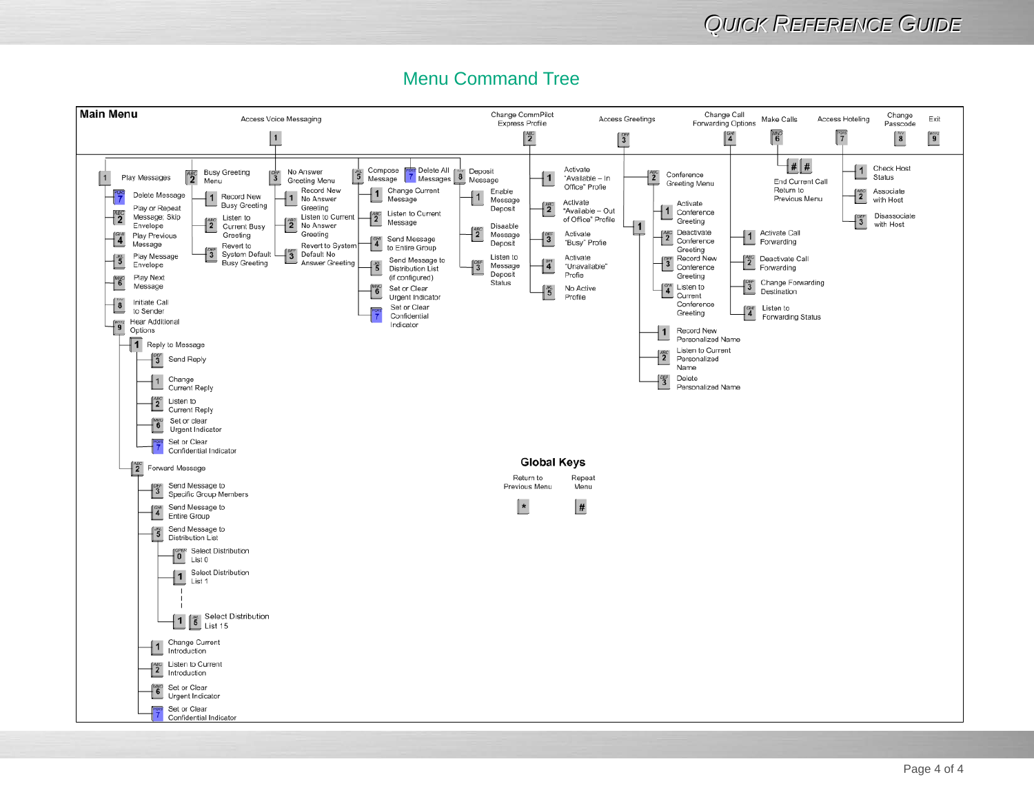# Menu Command Tree

## Main Menu

- **1** Access Voice Messaging
  - **1** Play Messages
    - **7** Delete Message
    - **2** Play or Repeat Message; Skip Envelope
    - **4** Play Previous Message
    - **5** Play Message Envelope
    - **6** Play Next Message
    - **8** Initiate Call to Sender
    - **9** Hear Additional Options
      - **1** Reply to Message
        - **3** Send Reply
        - **1** Change Current Reply
        - **2** Listen to Current Reply
        - **6** Set or clear Urgent Indicator
        - **7** Set or Clear Confidential Indicator
      - **2** Forward Message
        - **3** Send Message to Specific Group Members
        - **4** Send Message to Entire Group
        - **5** Send Message to Distribution List
          - **0** Select Distribution List 0
          - **1** Select Distribution List 1
          - ...
          - **1 5** Select Distribution List 15
        - **1** Change Current Introduction
        - **2** Listen to Current Introduction
        - **6** Set or Clear Urgent Indicator
        - **7** Set or Clear Confidential Indicator
  - **2** Busy Greeting Menu
    - **1** Record New Busy Greeting
    - **2** Listen to Current Busy Greeting
    - **3** Revert to System Default Busy Greeting
  - **3** No Answer Greeting Menu
    - **1** Record New No Answer Greeting
    - **2** Listen to Current No Answer Greeting
    - **3** Revert to System Default No Answer Greeting
  - **5** Compose Message
    - **1** Change Current Message
    - **2** Listen to Current Message
    - **4** Send Message to Entire Group
    - **5** Send Message to Distribution List (if configured)
    - **6** Set or Clear Urgent Indicator
    - **7** Set or Clear Confidential Indicator
  - **7** Delete All Messages
  - **8** Deposit Message
    - **1** Enable Message Deposit
    - **2** Disable Message Deposit
    - **3** Listen to Message Deposit Status
- **2** Change CommPilot Express Profile
  - **1** Activate "Available – In Office" Profile
  - **2** Activate "Available – Out of Office" Profile
  - **3** Activate "Busy" Profile
  - **4** Activate "Unavailable" Profile
  - **5** No Active Profile
- **3** Access Greetings
  - **2** Conference Greeting Menu
    - **1** Activate Conference Greeting
    - **2** Deactivate Conference Greeting
    - **3** Record New Conference Greeting
    - **4** Listen to Current Conference Greeting
  - **1** Record New Personalized Name
  - **2** Listen to Current Personalized Name
  - **3** Delete Personalized Name
- **4** Change Call Forwarding Options
  - **1** Activate Call Forwarding
  - **2** Deactivate Call Forwarding
  - **3** Change Forwarding Destination
  - **4** Listen to Forwarding Status
- **6** Make Calls
  - **# #** End Current Call Return to Previous Menu
- **7** Access Hoteling
  - **1** Check Host Status
  - **2** Associate with Host
  - **3** Disassociate with Host
- **8** Change Passcode
- **9** Exit

## Global Keys

- **\*** Return to Previous Menu
- **#** Repeat Menu